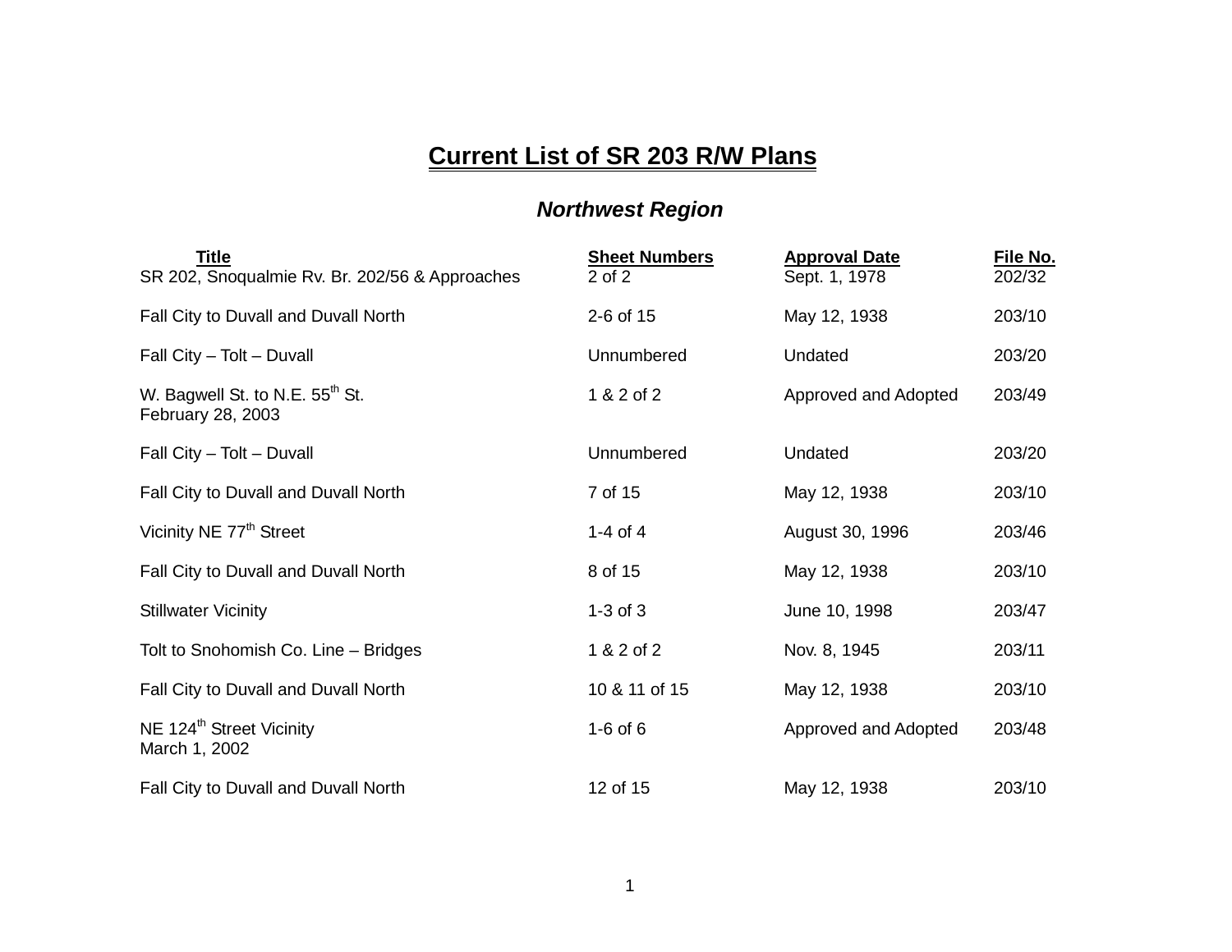# Current List of SR 203 R/W Plans

## *Northwest Region*

| Title | Sheet Numbers | Approval Date | File No. |
|---|---|---|---|
| SR 202, Snoqualmie Rv. Br. 202/56 & Approaches | 2 of 2 | Sept. 1, 1978 | 202/32 |
| Fall City to Duvall and Duvall North | 2-6 of 15 | May 12, 1938 | 203/10 |
| Fall City – Tolt – Duvall | Unnumbered | Undated | 203/20 |
| W. Bagwell St. to N.E. 55th St. February 28, 2003 | 1 & 2 of 2 | Approved and Adopted | 203/49 |
| Fall City – Tolt – Duvall | Unnumbered | Undated | 203/20 |
| Fall City to Duvall and Duvall North | 7 of 15 | May 12, 1938 | 203/10 |
| Vicinity NE 77th Street | 1-4 of 4 | August 30, 1996 | 203/46 |
| Fall City to Duvall and Duvall North | 8 of 15 | May 12, 1938 | 203/10 |
| Stillwater Vicinity | 1-3 of 3 | June 10, 1998 | 203/47 |
| Tolt to Snohomish Co. Line – Bridges | 1 & 2 of 2 | Nov. 8, 1945 | 203/11 |
| Fall City to Duvall and Duvall North | 10 & 11 of 15 | May 12, 1938 | 203/10 |
| NE 124th Street Vicinity March 1, 2002 | 1-6 of 6 | Approved and Adopted | 203/48 |
| Fall City to Duvall and Duvall North | 12 of 15 | May 12, 1938 | 203/10 |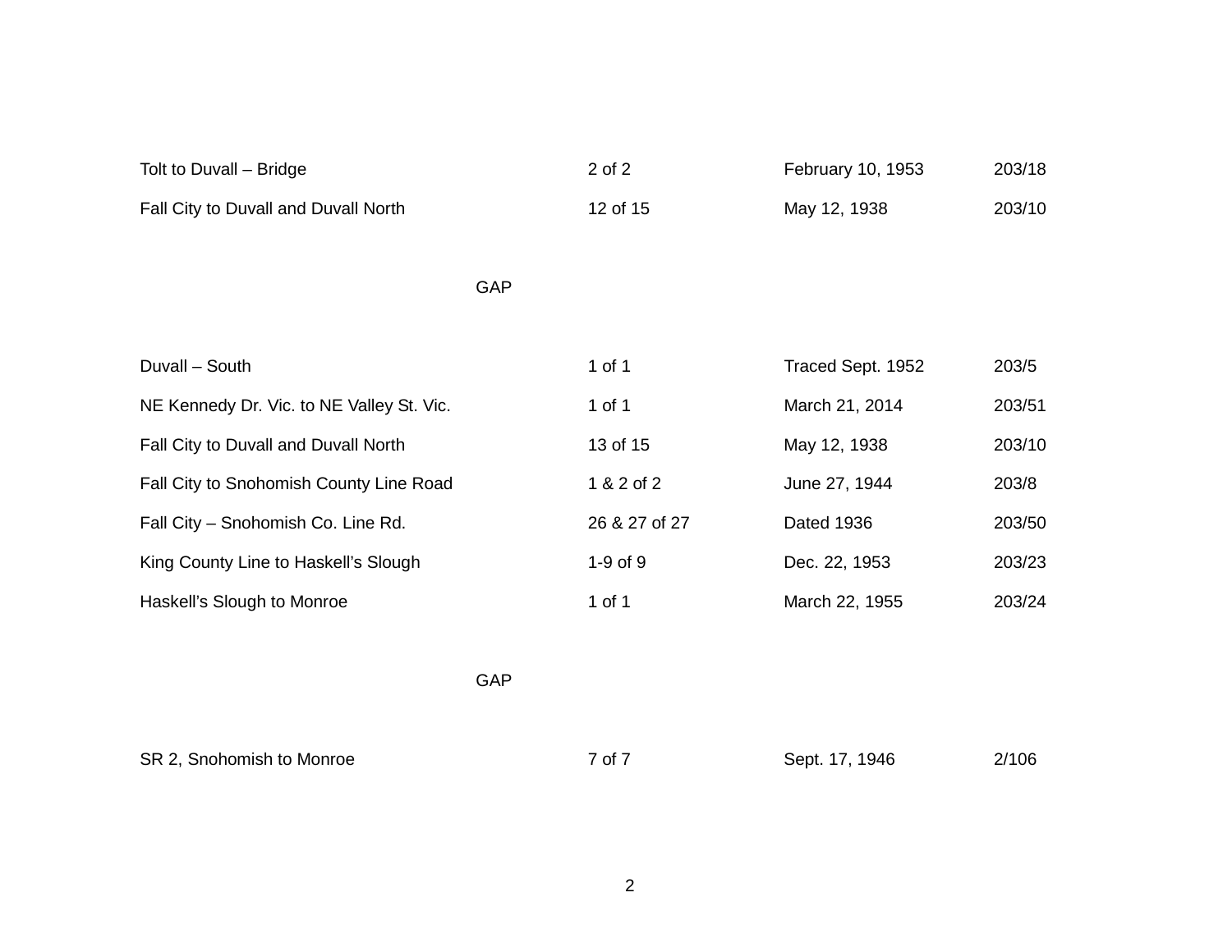| | | | |
|---|---|---|---|
| Tolt to Duvall – Bridge | 2 of 2 | February 10, 1953 | 203/18 |
| Fall City to Duvall and Duvall North | 12 of 15 | May 12, 1938 | 203/10 |

GAP

| | | | |
|---|---|---|---|
| Duvall – South | 1 of 1 | Traced Sept. 1952 | 203/5 |
| NE Kennedy Dr. Vic. to NE Valley St. Vic. | 1 of 1 | March 21, 2014 | 203/51 |
| Fall City to Duvall and Duvall North | 13 of 15 | May 12, 1938 | 203/10 |
| Fall City to Snohomish County Line Road | 1 & 2 of 2 | June 27, 1944 | 203/8 |
| Fall City – Snohomish Co. Line Rd. | 26 & 27 of 27 | Dated 1936 | 203/50 |
| King County Line to Haskell’s Slough | 1-9 of 9 | Dec. 22, 1953 | 203/23 |
| Haskell’s Slough to Monroe | 1 of 1 | March 22, 1955 | 203/24 |

GAP

| | | | |
|---|---|---|---|
| SR 2, Snohomish to Monroe | 7 of 7 | Sept. 17, 1946 | 2/106 |